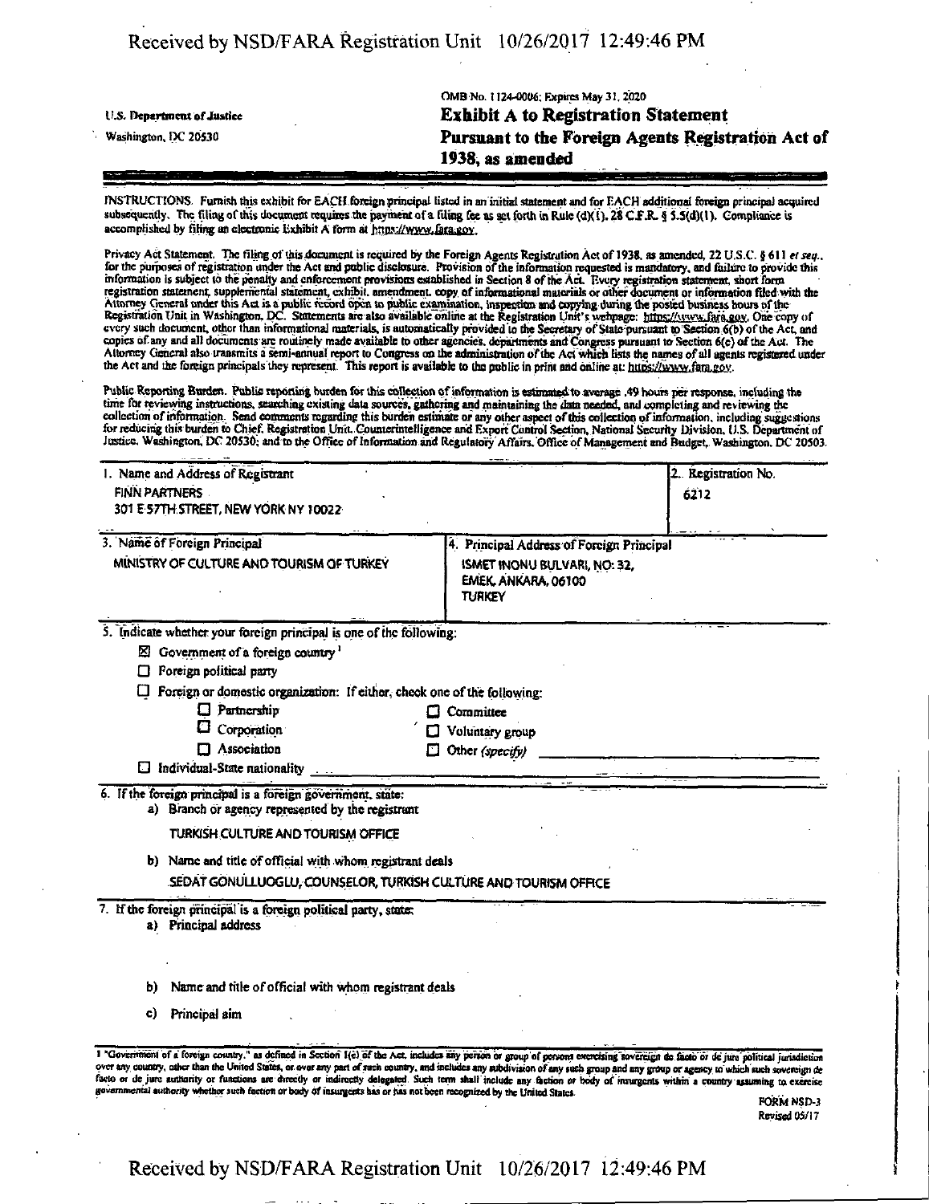U.S. Department of Justice

Washington, DC 20530

OMB No. 1124-0006; Expires May 31, 2020

# Exhibit A to Registration Statement

## Pursuant to the Foreign Agents Registration Act of 1938, as amended

INSTRUCTIONS. Furnish this exhibit for EACH foreign principal listed in an initial statement and for EACH additional foreign principal acquired subsequently. The filing of this document requires the payment of a filing fee as set forth in Rule (d)(1), 28 C.F.R. § 5.5(d)(1). Compliance is accomplished by filing an electronic Exhibit A form at https://www.fara.gov.

Privacy Act Statement. The filing of this document is required by the Foreign Agents Registration Act of 1938, as amended, 22 U.S.C. § 611 *et seq.*, for the purposes of registration under the Act and public disclosure. Provision of the information requested is mandatory, and failure to provide this information is subject to the penalty and enforcement provisions established in Section 8 of the Act. Every registration statement, short form registration statement, supplemental statement, exhibit, amendment, copy of informational materials or other document or information filed with the Attorney General under this Act is a public record open to public examination, inspection and copying during the posted business hours of the Registration Unit in Washington, DC. Statements are also available online at the Registration Unit's webpage: https://www.fara.gov. One copy of every such document, other than informational materials, is automatically provided to the Secretary of State pursuant to Section 6(b) of the Act, and copies of any and all documents are routinely made available to other agencies, departments and Congress pursuant to Section 6(c) of the Act. The Attorney General also transmits a semi-annual report to Congress on the administration of the Act which lists the names of all agents registered under the Act and the foreign principals they represent. This report is available to the public in print and online at: https://www.fara.gov.

Public Reporting Burden. Public reporting burden for this collection of information is estimated to average .49 hours per response, including the time for reviewing instructions, searching existing data sources, gathering and maintaining the data needed, and completing and reviewing the collection of information. Send comments regarding this burden estimate or any other aspect of this collection of information, including suggestions for reducing this burden to Chief, Registration Unit, Counterintelligence and Export Control Section, National Security Division, U.S. Department of Justice, Washington, DC 20530; and to the Office of Information and Regulatory Affairs, Office of Management and Budget, Washington, DC 20503.

| 1. Name and Address of Registrant | 2. Registration No. |
|---|---|
| FINN PARTNERS<br>301 E 57TH STREET, NEW YORK NY 10022 | 6212 |

| 3. Name of Foreign Principal | 4. Principal Address of Foreign Principal |
|---|---|
| MINISTRY OF CULTURE AND TOURISM OF TURKEY | ISMET INONU BULVARI, NO: 32,<br>EMEK, ANKARA, 06100<br>TURKEY |

5. Indicate whether your foreign principal is one of the following:

- ☒ Government of a foreign country [1]
- ☐ Foreign political party
- ☐ Foreign or domestic organization: If either, check one of the following:
  - ☐ Partnership
  - ☐ Committee
  - ☐ Corporation
  - ☐ Voluntary group
  - ☐ Association
  - ☐ Other *(specify)*
- ☐ Individual-State nationality

6. If the foreign principal is a foreign government, state:

a) Branch or agency represented by the registrant

TURKISH CULTURE AND TOURISM OFFICE

b) Name and title of official with whom registrant deals

SEDAT GONULLUOGLU, COUNSELOR, TURKISH CULTURE AND TOURISM OFFICE

7. If the foreign principal is a foreign political party, state:

a) Principal address

b) Name and title of official with whom registrant deals

c) Principal aim

[1] "Government of a foreign country," as defined in Section 1(e) of the Act, includes any person or group of persons exercising sovereign de facto or de jure political jurisdiction over any country, other than the United States, or over any part of such country, and includes any subdivision of any such group and any group or agency to which such sovereign de facto or de jure authority or functions are directly or indirectly delegated. Such term shall include any faction or body of insurgents within a country assuming to exercise governmental authority whether such faction or body of insurgents has or has not been recognized by the United States.

FORM NSD-3
Revised 05/17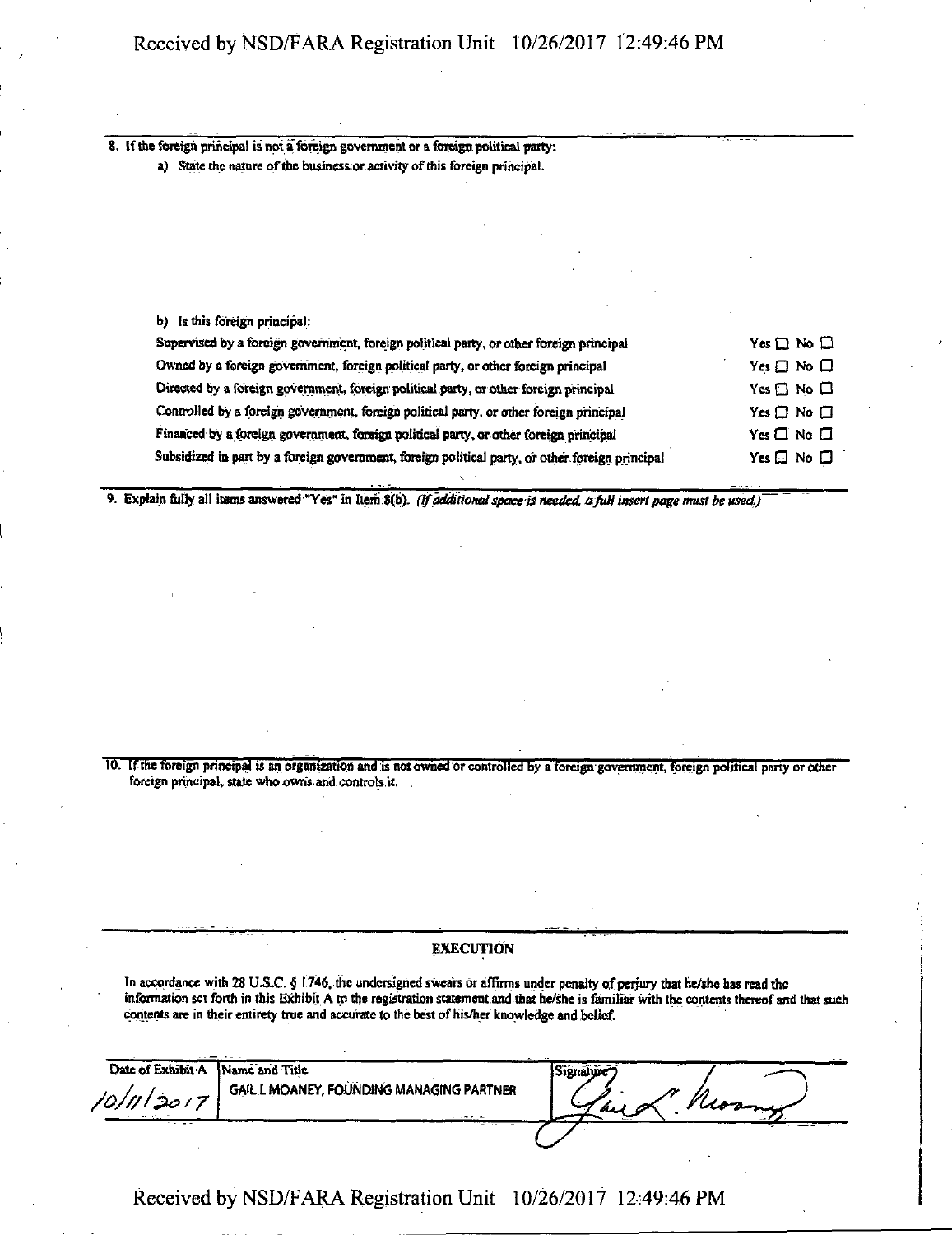8. If the foreign principal is not a foreign government or a foreign political party:

   a) State the nature of the business or activity of this foreign principal.

   b) Is this foreign principal:

| | |
|---|---|
| Supervised by a foreign government, foreign political party, or other foreign principal | Yes ☐ No ☐ |
| Owned by a foreign government, foreign political party, or other foreign principal | Yes ☐ No ☐ |
| Directed by a foreign government, foreign political party, or other foreign principal | Yes ☐ No ☐ |
| Controlled by a foreign government, foreign political party, or other foreign principal | Yes ☐ No ☐ |
| Financed by a foreign government, foreign political party, or other foreign principal | Yes ☐ No ☐ |
| Subsidized in part by a foreign government, foreign political party, or other foreign principal | Yes ☐ No ☐ |

9. Explain fully all items answered "Yes" in Item 8(b). *(If additional space is needed, a full insert page must be used.)*

10. If the foreign principal is an organization and is not owned or controlled by a foreign government, foreign political party or other foreign principal, state who owns and controls it.

## EXECUTION

In accordance with 28 U.S.C. § 1746, the undersigned swears or affirms under penalty of perjury that he/she has read the information set forth in this Exhibit A to the registration statement and that he/she is familiar with the contents thereof and that such contents are in their entirety true and accurate to the best of his/her knowledge and belief.

| Date of Exhibit A | Name and Title | Signature |
|---|---|---|
| 10/11/2017 | GAIL L MOANEY, FOUNDING MANAGING PARTNER | Gail L. Moaney |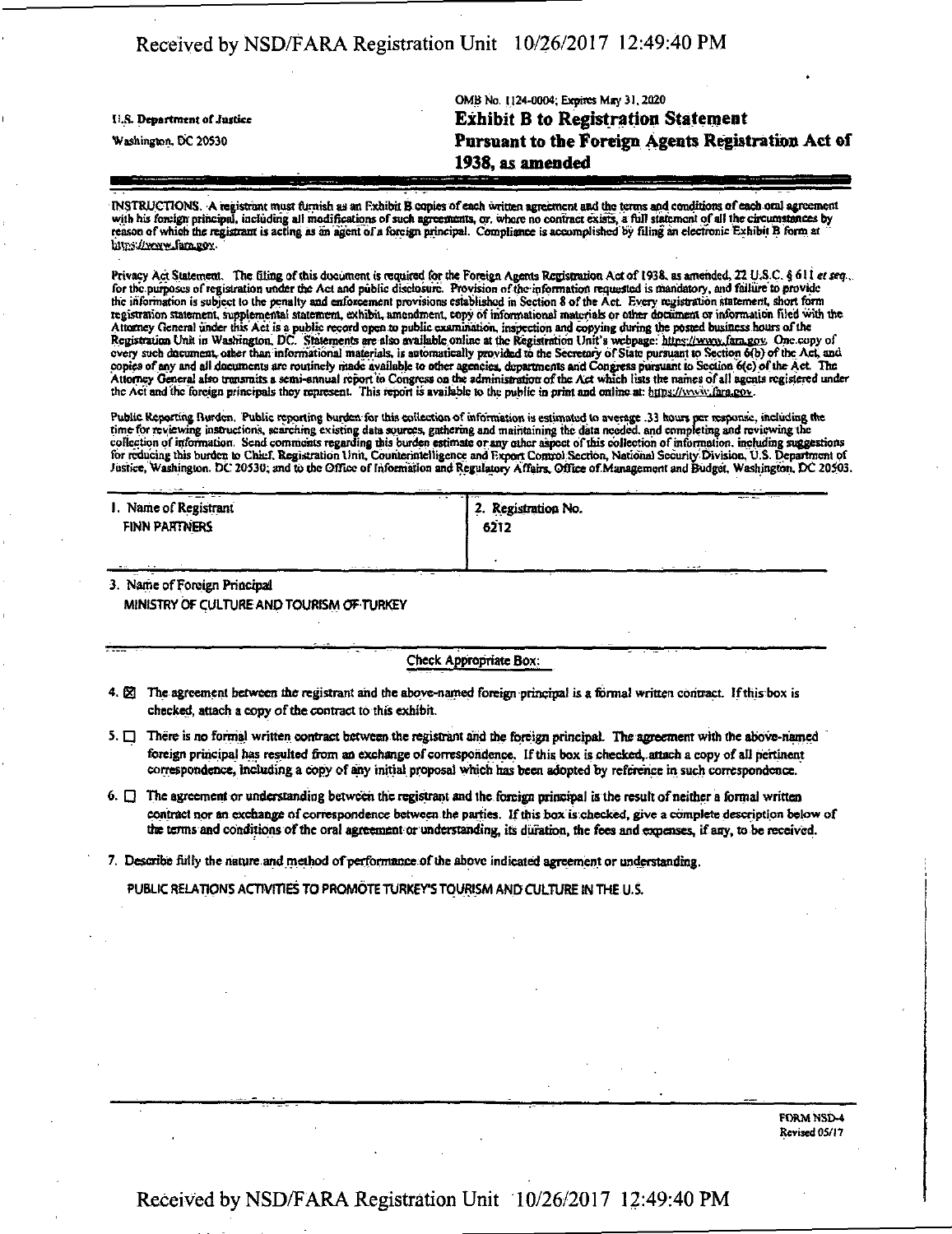U.S. Department of Justice
Washington, DC 20530

OMB No. 1124-0004; Expires May 31, 2020

# Exhibit B to Registration Statement
# Pursuant to the Foreign Agents Registration Act of 1938, as amended

INSTRUCTIONS. A registrant must furnish as an Exhibit B copies of each written agreement and the terms and conditions of each oral agreement with his foreign principal, including all modifications of such agreements, or, where no contract exists, a full statement of all the circumstances by reason of which the registrant is acting as an agent of a foreign principal. Compliance is accomplished by filing an electronic Exhibit B form at https://www.fara.gov.

Privacy Act Statement. The filing of this document is required for the Foreign Agents Registration Act of 1938, as amended, 22 U.S.C. § 611 *et seq.*, for the purposes of registration under the Act and public disclosure. Provision of the information requested is mandatory, and failure to provide the information is subject to the penalty and enforcement provisions established in Section 8 of the Act. Every registration statement, short form registration statement, supplemental statement, exhibit, amendment, copy of informational materials or other document or information filed with the Attorney General under this Act is a public record open to public examination, inspection and copying during the posted business hours of the Registration Unit in Washington, DC. Statements are also available online at the Registration Unit's webpage: https://www.fara.gov. One copy of every such document, other than informational materials, is automatically provided to the Secretary of State pursuant to Section 6(b) of the Act, and copies of any and all documents are routinely made available to other agencies, departments and Congress pursuant to Section 6(c) of the Act. The Attorney General also transmits a semi-annual report to Congress on the administration of the Act which lists the names of all agents registered under the Act and the foreign principals they represent. This report is available to the public in print and online at: https://www.fara.gov.

Public Reporting Burden. Public reporting burden for this collection of information is estimated to average .33 hours per response, including the time for reviewing instructions, searching existing data sources, gathering and maintaining the data needed, and completing and reviewing the collection of information. Send comments regarding this burden estimate or any other aspect of this collection of information, including suggestions for reducing this burden to Chief, Registration Unit, Counterintelligence and Export Control Section, National Security Division, U.S. Department of Justice, Washington, DC 20530; and to the Office of Information and Regulatory Affairs, Office of Management and Budget, Washington, DC 20503.

| 1. Name of Registrant | 2. Registration No. |
|---|---|
| FINN PARTNERS | 6212 |

3. Name of Foreign Principal
MINISTRY OF CULTURE AND TOURISM OF TURKEY

Check Appropriate Box:

4. ☒ The agreement between the registrant and the above-named foreign principal is a formal written contract. If this box is checked, attach a copy of the contract to this exhibit.

5. ☐ There is no formal written contract between the registrant and the foreign principal. The agreement with the above-named foreign principal has resulted from an exchange of correspondence. If this box is checked, attach a copy of all pertinent correspondence, including a copy of any initial proposal which has been adopted by reference in such correspondence.

6. ☐ The agreement or understanding between the registrant and the foreign principal is the result of neither a formal written contract nor an exchange of correspondence between the parties. If this box is checked, give a complete description below of the terms and conditions of the oral agreement or understanding, its duration, the fees and expenses, if any, to be received.

7. Describe fully the nature and method of performance of the above indicated agreement or understanding.

PUBLIC RELATIONS ACTIVITIES TO PROMOTE TURKEY'S TOURISM AND CULTURE IN THE U.S.

FORM NSD-4
Revised 05/17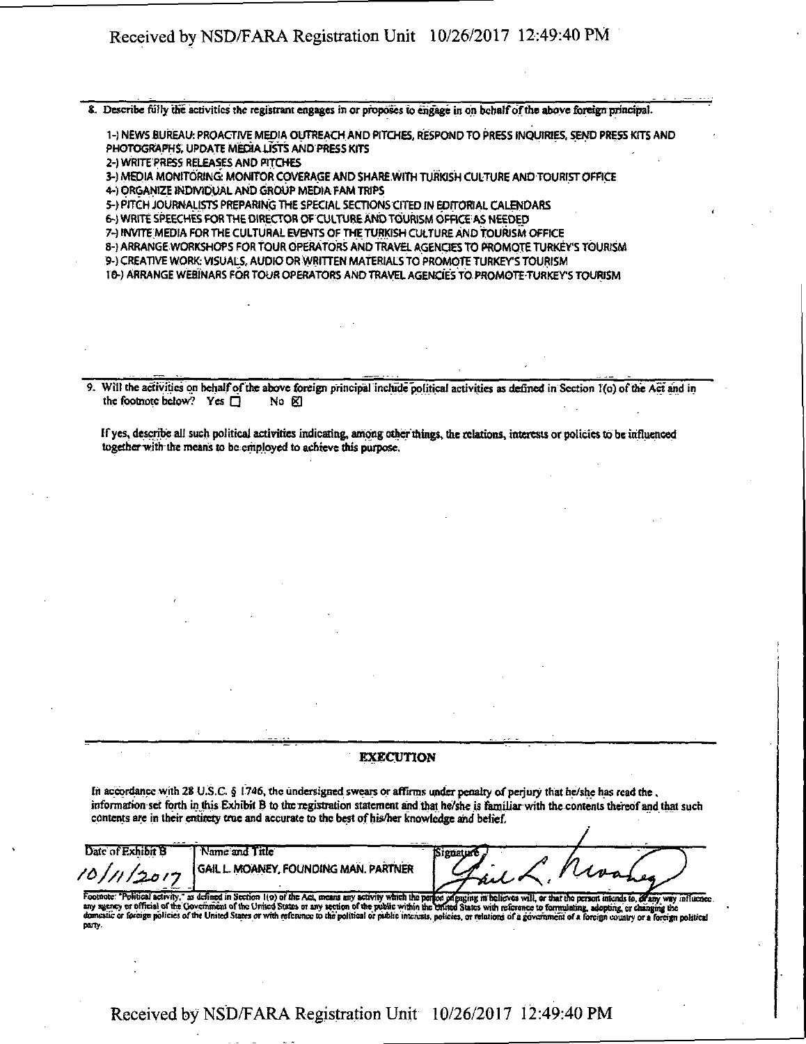8. Describe fully the activities the registrant engages in or proposes to engage in on behalf of the above foreign principal.

1-) NEWS BUREAU: PROACTIVE MEDIA OUTREACH AND PITCHES, RESPOND TO PRESS INQUIRIES, SEND PRESS KITS AND PHOTOGRAPHS, UPDATE MEDIA LISTS AND PRESS KITS
2-) WRITE PRESS RELEASES AND PITCHES
3-) MEDIA MONITORING: MONITOR COVERAGE AND SHARE WITH TURKISH CULTURE AND TOURIST OFFICE
4-) ORGANIZE INDIVIDUAL AND GROUP MEDIA FAM TRIPS
5-) PITCH JOURNALISTS PREPARING THE SPECIAL SECTIONS CITED IN EDITORIAL CALENDARS
6-) WRITE SPEECHES FOR THE DIRECTOR OF CULTURE AND TOURISM OFFICE AS NEEDED
7-) INVITE MEDIA FOR THE CULTURAL EVENTS OF THE TURKISH CULTURE AND TOURISM OFFICE
8-) ARRANGE WORKSHOPS FOR TOUR OPERATORS AND TRAVEL AGENCIES TO PROMOTE TURKEY'S TOURISM
9-) CREATIVE WORK: VISUALS, AUDIO OR WRITTEN MATERIALS TO PROMOTE TURKEY'S TOURISM
10-) ARRANGE WEBINARS FOR TOUR OPERATORS AND TRAVEL AGENCIES TO PROMOTE TURKEY'S TOURISM

9. Will the activities on behalf of the above foreign principal include political activities as defined in Section 1(o) of the Act and in the footnote below? Yes ☐ No ☒

If yes, describe all such political activities indicating, among other things, the relations, interests or policies to be influenced together with the means to be employed to achieve this purpose.

## EXECUTION

In accordance with 28 U.S.C. § 1746, the undersigned swears or affirms under penalty of perjury that he/she has read the information set forth in this Exhibit B to the registration statement and that he/she is familiar with the contents thereof and that such contents are in their entirety true and accurate to the best of his/her knowledge and belief.

| Date of Exhibit B | Name and Title | Signature |
| --- | --- | --- |
| 10/11/2017 | GAIL L. MOANEY, FOUNDING MAN. PARTNER | Gail L. Moaney |

Footnote: "Political activity," as defined in Section 1(o) of the Act, means any activity which the person engaging in believes will, or that the person intends to, in any way influence any agency or official of the Government of the United States or any section of the public within the United States with reference to formulating, adopting, or changing the domestic or foreign policies of the United States or with reference to the political or public interests, policies, or relations of a government of a foreign country or a foreign political party.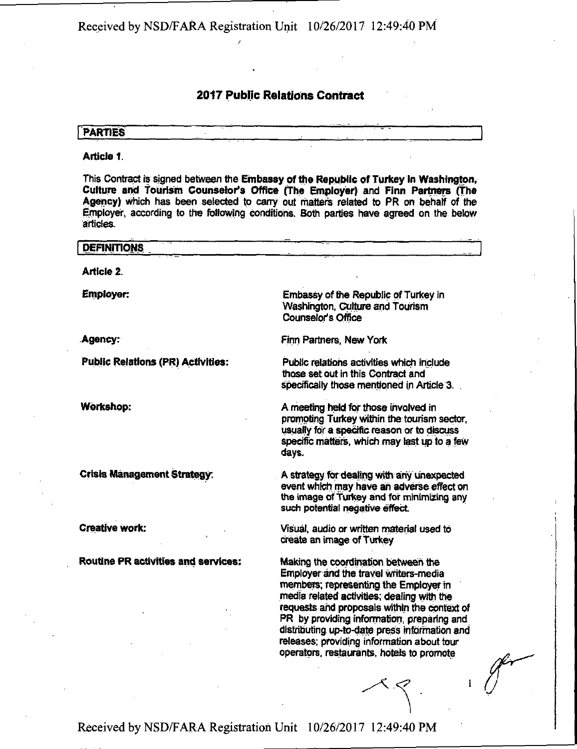# 2017 Public Relations Contract

## PARTIES

**Article 1.**

This Contract is signed between the **Embassy of the Republic of Turkey in Washington, Culture and Tourism Counselor's Office (The Employer)** and **Finn Partners (The Agency)** which has been selected to carry out matters related to PR on behalf of the Employer, according to the following conditions. Both parties have agreed on the below articles.

## DEFINITIONS

**Article 2.**

**Employer:** Embassy of the Republic of Turkey in Washington, Culture and Tourism Counselor's Office

**Agency:** Finn Partners, New York

**Public Relations (PR) Activities:** Public relations activities which include those set out in this Contract and specifically those mentioned in Article 3.

**Workshop:** A meeting held for those involved in promoting Turkey within the tourism sector, usually for a specific reason or to discuss specific matters, which may last up to a few days.

**Crisis Management Strategy:** A strategy for dealing with any unexpected event which may have an adverse effect on the image of Turkey and for minimizing any such potential negative effect.

**Creative work:** Visual, audio or written material used to create an image of Turkey

**Routine PR activities and services:** Making the coordination between the Employer and the travel writers-media members; representing the Employer in media related activities; dealing with the requests and proposals within the context of PR by providing information, preparing and distributing up-to-date press information and releases; providing information about tour operators, restaurants, hotels to promote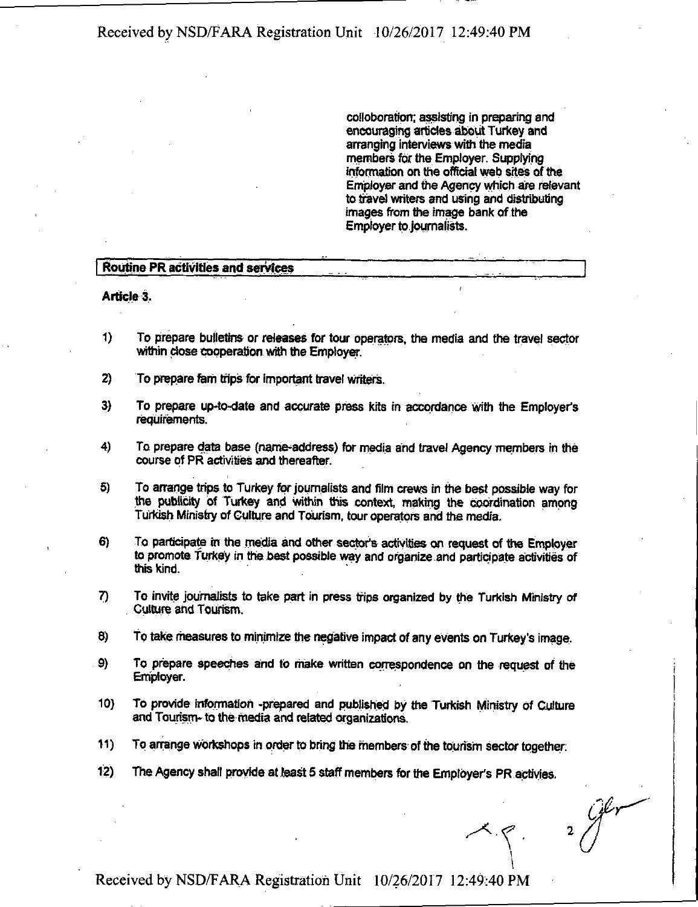colloboration; assisting in preparing and encouraging articles about Turkey and arranging interviews with the media members for the Employer. Supplying information on the official web sites of the Employer and the Agency which are relevant to travel writers and using and distributing images from the image bank of the Employer to journalists.

## Routine PR activities and services

**Article 3.**

1) To prepare bulletins or releases for tour operators, the media and the travel sector within close cooperation with the Employer.

2) To prepare fam trips for important travel writers.

3) To prepare up-to-date and accurate press kits in accordance with the Employer's requirements.

4) To prepare data base (name-address) for media and travel Agency members in the course of PR activities and thereafter.

5) To arrange trips to Turkey for journalists and film crews in the best possible way for the publicity of Turkey and within this context, making the coordination among Turkish Ministry of Culture and Tourism, tour operators and the media.

6) To participate in the media and other sector's activities on request of the Employer to promote Turkey in the best possible way and organize and participate activities of this kind.

7) To invite journalists to take part in press trips organized by the Turkish Ministry of Culture and Tourism.

8) To take measures to minimize the negative impact of any events on Turkey's image.

9) To prepare speeches and to make written correspondence on the request of the Employer.

10) To provide information -prepared and published by the Turkish Ministry of Culture and Tourism- to the media and related organizations.

11) To arrange workshops in order to bring the members of the tourism sector together.

12) The Agency shall provide at least 5 staff members for the Employer's PR activies.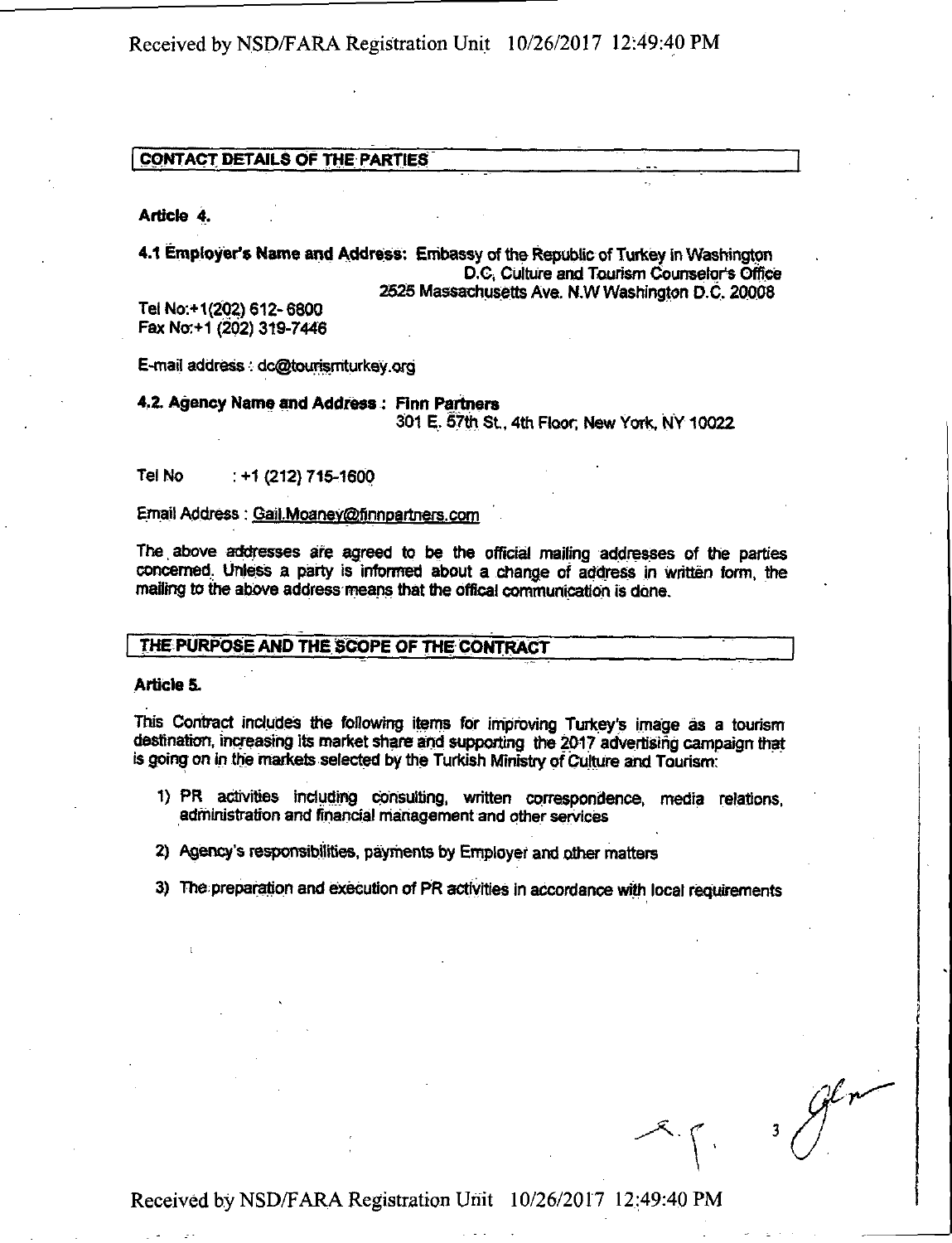## CONTACT DETAILS OF THE PARTIES

**Article 4.**

**4.1 Employer's Name and Address:** Embassy of the Republic of Turkey in Washington D.C, Culture and Tourism Counselor's Office 2525 Massachusetts Ave. N.W Washington D.C. 20008

Tel No:+1(202) 612- 6800
Fax No:+1 (202) 319-7446

E-mail address : dc@tourismturkey.org

**4.2. Agency Name and Address : Finn Partners**
301 E. 57th St., 4th Floor, New York, NY 10022

Tel No : +1 (212) 715-1600

Email Address : Gail.Moaney@finnpartners.com

The above addresses are agreed to be the official mailing addresses of the parties concerned. Unless a party is informed about a change of address in written form, the mailing to the above address means that the offical communication is done.

## THE PURPOSE AND THE SCOPE OF THE CONTRACT

**Article 5.**

This Contract includes the following items for improving Turkey's image as a tourism destination, increasing its market share and supporting the 2017 advertising campaign that is going on in the markets selected by the Turkish Ministry of Culture and Tourism:

1) PR activities including consulting, written correspondence, media relations, administration and financial management and other services
2) Agency's responsibilities, payments by Employer and other matters
3) The preparation and execution of PR activities in accordance with local requirements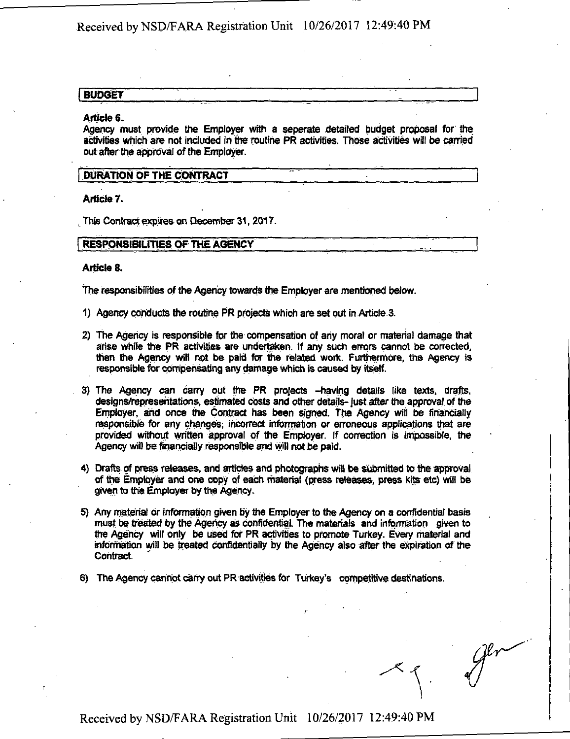## BUDGET

**Article 6.**

Agency must provide the Employer with a seperate detailed budget proposal for the activities which are not included in the routine PR activities. Those activities will be carried out after the approval of the Employer.

## DURATION OF THE CONTRACT

**Article 7.**

This Contract expires on December 31, 2017.

## RESPONSIBILITIES OF THE AGENCY

**Article 8.**

The responsibilities of the Agency towards the Employer are mentioned below.

1) Agency conducts the routine PR projects which are set out in Article 3.

2) The Agency is responsible for the compensation of any moral or material damage that arise while the PR activities are undertaken. If any such errors cannot be corrected, then the Agency will not be paid for the related work. Furthermore, the Agency is responsible for compensating any damage which is caused by itself.

3) The Agency can carry out the PR projects –having details like texts, drafts, designs/representations, estimated costs and other details- just after the approval of the Employer, and once the Contract has been signed. The Agency will be financially responsible for any changes, incorrect information or erroneous applications that are provided without written approval of the Employer. If correction is impossible, the Agency will be financially responsible and will not be paid.

4) Drafts of press releases, and articles and photographs will be submitted to the approval of the Employer and one copy of each material (press releases, press kits etc) will be given to the Employer by the Agency.

5) Any material or information given by the Employer to the Agency on a confidential basis must be treated by the Agency as confidential. The materials and information given to the Agency will only be used for PR activities to promote Turkey. Every material and information will be treated confidentially by the Agency also after the expiration of the Contract.

6) The Agency cannot carry out PR activities for Turkey's competitive destinations.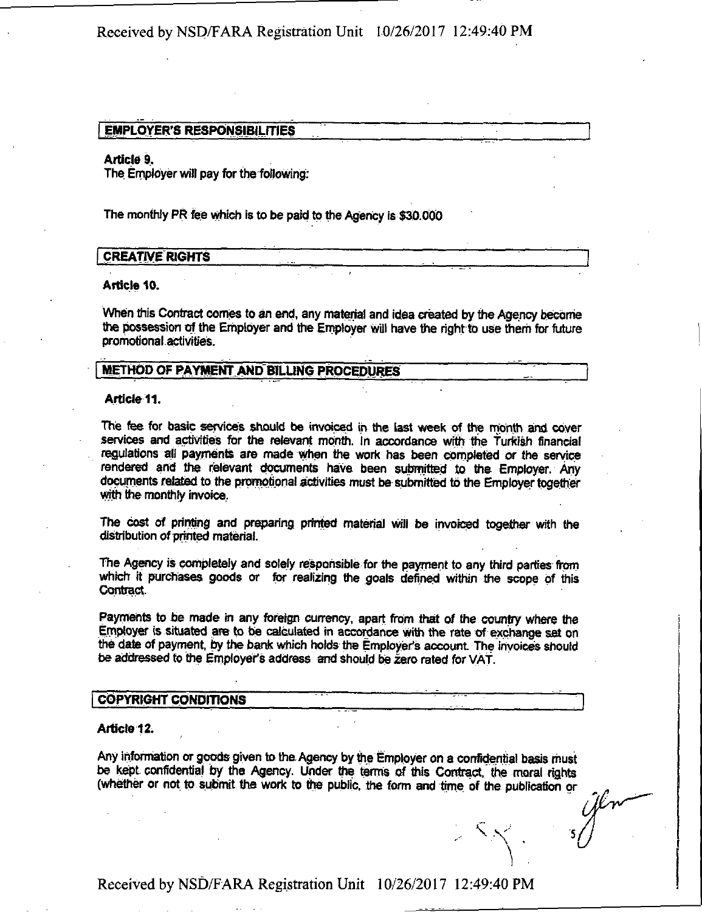## EMPLOYER'S RESPONSIBILITIES

**Article 9.**
The Employer will pay for the following:

The monthly PR fee which is to be paid to the Agency is $30.000

## CREATIVE RIGHTS

**Article 10.**

When this Contract comes to an end, any material and idea created by the Agency become the possession of the Employer and the Employer will have the right to use them for future promotional activities.

## METHOD OF PAYMENT AND BILLING PROCEDURES

**Article 11.**

The fee for basic services should be invoiced in the last week of the month and cover services and activities for the relevant month. In accordance with the Turkish financial regulations all payments are made when the work has been completed or the service rendered and the relevant documents have been submitted to the Employer. Any documents related to the promotional activities must be submitted to the Employer together with the monthly invoice.

The cost of printing and preparing printed material will be invoiced together with the distribution of printed material.

The Agency is completely and solely responsible for the payment to any third parties from which it purchases goods or for realizing the goals defined within the scope of this Contract.

Payments to be made in any foreign currency, apart from that of the country where the Employer is situated are to be calculated in accordance with the rate of exchange set on the date of payment, by the bank which holds the Employer's account. The invoices should be addressed to the Employer's address and should be zero rated for VAT.

## COPYRIGHT CONDITIONS

**Article 12.**

Any information or goods given to the Agency by the Employer on a confidential basis must be kept confidential by the Agency. Under the terms of this Contract, the moral rights (whether or not to submit the work to the public, the form and time of the publication or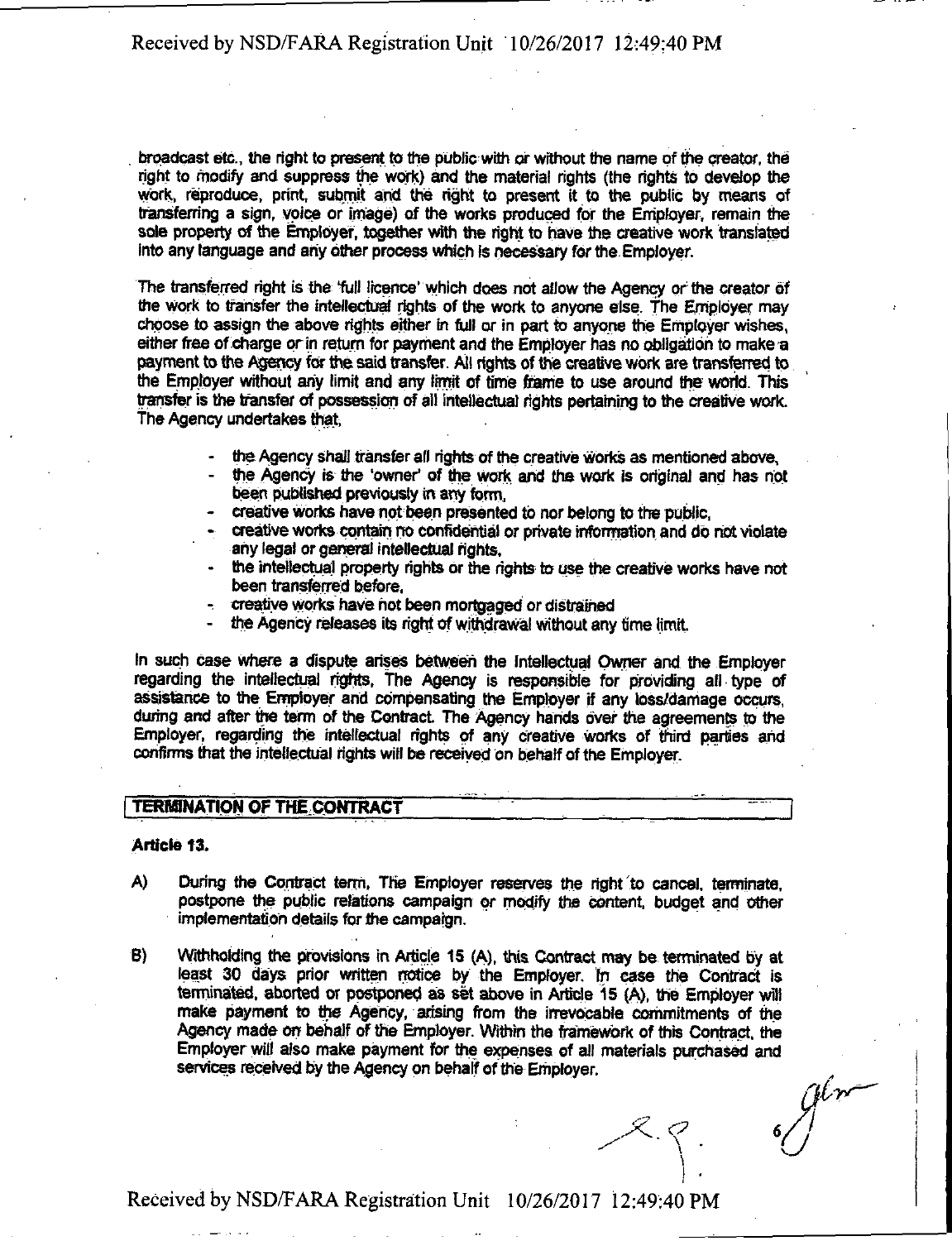broadcast etc., the right to present to the public with or without the name of the creator, the right to modify and suppress the work) and the material rights (the rights to develop the work, reproduce, print, submit and the right to present it to the public by means of transferring a sign, voice or image) of the works produced for the Employer, remain the sole property of the Employer, together with the right to have the creative work translated into any language and any other process which is necessary for the Employer.

The transferred right is the 'full licence' which does not allow the Agency or the creator of the work to transfer the intellectual rights of the work to anyone else. The Employer may choose to assign the above rights either in full or in part to anyone the Employer wishes, either free of charge or in return for payment and the Employer has no obligation to make a payment to the Agency for the said transfer. All rights of the creative work are transferred to the Employer without any limit and any limit of time frame to use around the world. This transfer is the transfer of possession of all intellectual rights pertaining to the creative work. The Agency undertakes that,

- the Agency shall transfer all rights of the creative works as mentioned above,
- the Agency is the 'owner' of the work and the work is original and has not been published previously in any form,
- creative works have not been presented to nor belong to the public,
- creative works contain no confidential or private information and do not violate any legal or general intellectual rights,
- the intellectual property rights or the rights to use the creative works have not been transferred before,
- creative works have not been mortgaged or distrained
- the Agency releases its right of withdrawal without any time limit.

In such case where a dispute arises between the Intellectual Owner and the Employer regarding the intellectual rights, The Agency is responsible for providing all type of assistance to the Employer and compensating the Employer if any loss/damage occurs, during and after the term of the Contract. The Agency hands over the agreements to the Employer, regarding the intellectual rights of any creative works of third parties and confirms that the intellectual rights will be received on behalf of the Employer.

## TERMINATION OF THE CONTRACT

**Article 13.**

A) During the Contract term, The Employer reserves the right to cancel, terminate, postpone the public relations campaign or modify the content, budget and other implementation details for the campaign.

B) Withholding the provisions in Article 15 (A), this Contract may be terminated by at least 30 days prior written notice by the Employer. In case the Contract is terminated, aborted or postponed as set above in Article 15 (A), the Employer will make payment to the Agency, arising from the irrevocable commitments of the Agency made on behalf of the Employer. Within the framework of this Contract, the Employer will also make payment for the expenses of all materials purchased and services received by the Agency on behalf of the Employer.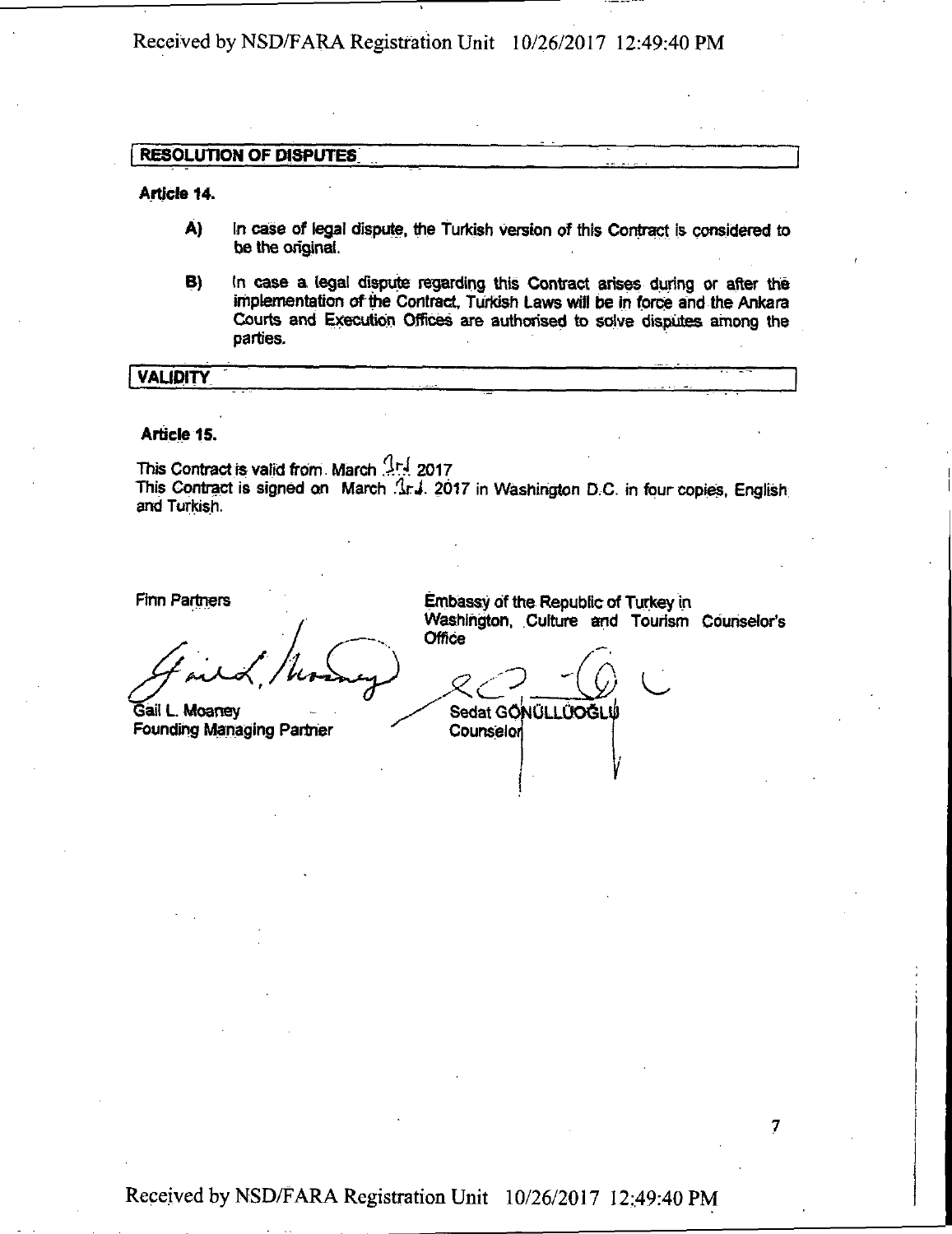## RESOLUTION OF DISPUTES

**Article 14.**

**A)** In case of legal dispute, the Turkish version of this Contract is considered to be the original.

**B)** In case a legal dispute regarding this Contract arises during or after the implementation of the Contract, Turkish Laws will be in force and the Ankara Courts and Execution Offices are authorised to solve disputes among the parties.

## VALIDITY

**Article 15.**

This Contract is valid from March 3rd 2017
This Contract is signed on March 3rd. 2017 in Washington D.C. in four copies, English and Turkish.

Finn Partners

Gail L. Moaney
Founding Managing Partner

Embassy of the Republic of Turkey in Washington, Culture and Tourism Counselor's Office

Sedat GÖNÜLLÜOĞLU
Counselor